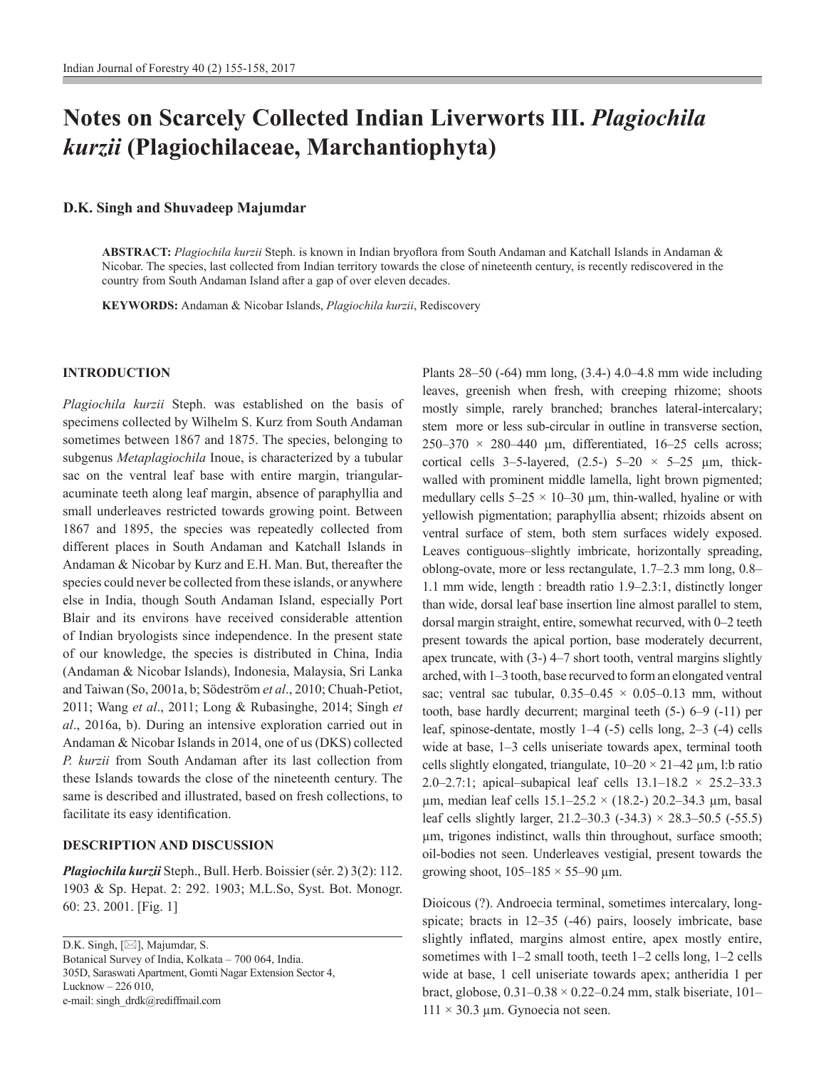# Notes on Scarcely Collected Indian Liverworts III. *Plagiochila kurzii* (Plagiochilaceae, Marchantiophyta)

**D.K. Singh and Shuvadeep Majumdar**

**ABSTRACT:** *Plagiochila kurzii* Steph. is known in Indian bryoflora from South Andaman and Katchall Islands in Andaman & Nicobar. The species, last collected from Indian territory towards the close of nineteenth century, is recently rediscovered in the country from South Andaman Island after a gap of over eleven decades.

**KEYWORDS:** Andaman & Nicobar Islands, *Plagiochila kurzii*, Rediscovery

## INTRODUCTION

*Plagiochila kurzii* Steph. was established on the basis of specimens collected by Wilhelm S. Kurz from South Andaman sometimes between 1867 and 1875. The species, belonging to subgenus *Metaplagiochila* Inoue, is characterized by a tubular sac on the ventral leaf base with entire margin, triangular-acuminate teeth along leaf margin, absence of paraphyllia and small underleaves restricted towards growing point. Between 1867 and 1895, the species was repeatedly collected from different places in South Andaman and Katchall Islands in Andaman & Nicobar by Kurz and E.H. Man. But, thereafter the species could never be collected from these islands, or anywhere else in India, though South Andaman Island, especially Port Blair and its environs have received considerable attention of Indian bryologists since independence. In the present state of our knowledge, the species is distributed in China, India (Andaman & Nicobar Islands), Indonesia, Malaysia, Sri Lanka and Taiwan (So, 2001a, b; Södeström *et al*., 2010; Chuah-Petiot, 2011; Wang *et al*., 2011; Long & Rubasinghe, 2014; Singh *et al*., 2016a, b). During an intensive exploration carried out in Andaman & Nicobar Islands in 2014, one of us (DKS) collected *P. kurzii* from South Andaman after its last collection from these Islands towards the close of the nineteenth century. The same is described and illustrated, based on fresh collections, to facilitate its easy identification.

## DESCRIPTION AND DISCUSSION

***Plagiochila kurzii*** Steph., Bull. Herb. Boissier (sér. 2) 3(2): 112. 1903 & Sp. Hepat. 2: 292. 1903; M.L.So, Syst. Bot. Monogr. 60: 23. 2001. [Fig. 1]

Plants 28–50 (-64) mm long, (3.4-) 4.0–4.8 mm wide including leaves, greenish when fresh, with creeping rhizome; shoots mostly simple, rarely branched; branches lateral-intercalary; stem more or less sub-circular in outline in transverse section, 250–370 × 280–440 µm, differentiated, 16–25 cells across; cortical cells 3–5-layered, (2.5-) 5–20 × 5–25 µm, thick-walled with prominent middle lamella, light brown pigmented; medullary cells 5–25 × 10–30 µm, thin-walled, hyaline or with yellowish pigmentation; paraphyllia absent; rhizoids absent on ventral surface of stem, both stem surfaces widely exposed. Leaves contiguous–slightly imbricate, horizontally spreading, oblong-ovate, more or less rectangulate, 1.7–2.3 mm long, 0.8–1.1 mm wide, length : breadth ratio 1.9–2.3:1, distinctly longer than wide, dorsal leaf base insertion line almost parallel to stem, dorsal margin straight, entire, somewhat recurved, with 0–2 teeth present towards the apical portion, base moderately decurrent, apex truncate, with (3-) 4–7 short tooth, ventral margins slightly arched, with 1–3 tooth, base recurved to form an elongated ventral sac; ventral sac tubular, 0.35–0.45 × 0.05–0.13 mm, without tooth, base hardly decurrent; marginal teeth (5-) 6–9 (-11) per leaf, spinose-dentate, mostly 1–4 (-5) cells long, 2–3 (-4) cells wide at base, 1–3 cells uniseriate towards apex, terminal tooth cells slightly elongated, triangulate, 10–20 × 21–42 µm, l:b ratio 2.0–2.7:1; apical–subapical leaf cells 13.1–18.2 × 25.2–33.3 µm, median leaf cells 15.1–25.2 × (18.2-) 20.2–34.3 µm, basal leaf cells slightly larger, 21.2–30.3 (-34.3) × 28.3–50.5 (-55.5) µm, trigones indistinct, walls thin throughout, surface smooth; oil-bodies not seen. Underleaves vestigial, present towards the growing shoot, 105–185 × 55–90 µm.

Dioicous (?). Androecia terminal, sometimes intercalary, long-spicate; bracts in 12–35 (-46) pairs, loosely imbricate, base slightly inflated, margins almost entire, apex mostly entire, sometimes with 1–2 small tooth, teeth 1–2 cells long, 1–2 cells wide at base, 1 cell uniseriate towards apex; antheridia 1 per bract, globose, 0.31–0.38 × 0.22–0.24 mm, stalk biseriate, 101–111 × 30.3 µm. Gynoecia not seen.

D.K. Singh, [✉], Majumdar, S.
Botanical Survey of India, Kolkata – 700 064, India.
305D, Saraswati Apartment, Gomti Nagar Extension Sector 4, Lucknow – 226 010,
e-mail: singh_drdk@rediffmail.com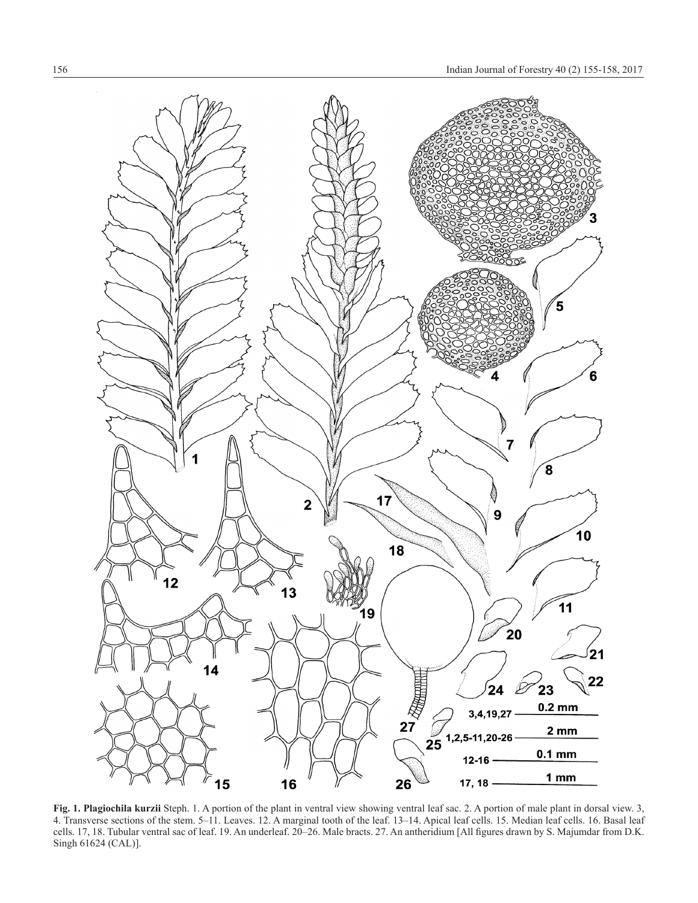**Fig. 1. Plagiochila kurzii** Steph. 1. A portion of the plant in ventral view showing ventral leaf sac. 2. A portion of male plant in dorsal view. 3, 4. Transverse sections of the stem. 5–11. Leaves. 12. A marginal tooth of the leaf. 13–14. Apical leaf cells. 15. Median leaf cells. 16. Basal leaf cells. 17, 18. Tubular ventral sac of leaf. 19. An underleaf. 20–26. Male bracts. 27. An antheridium [All figures drawn by S. Majumdar from D.K. Singh 61624 (CAL)].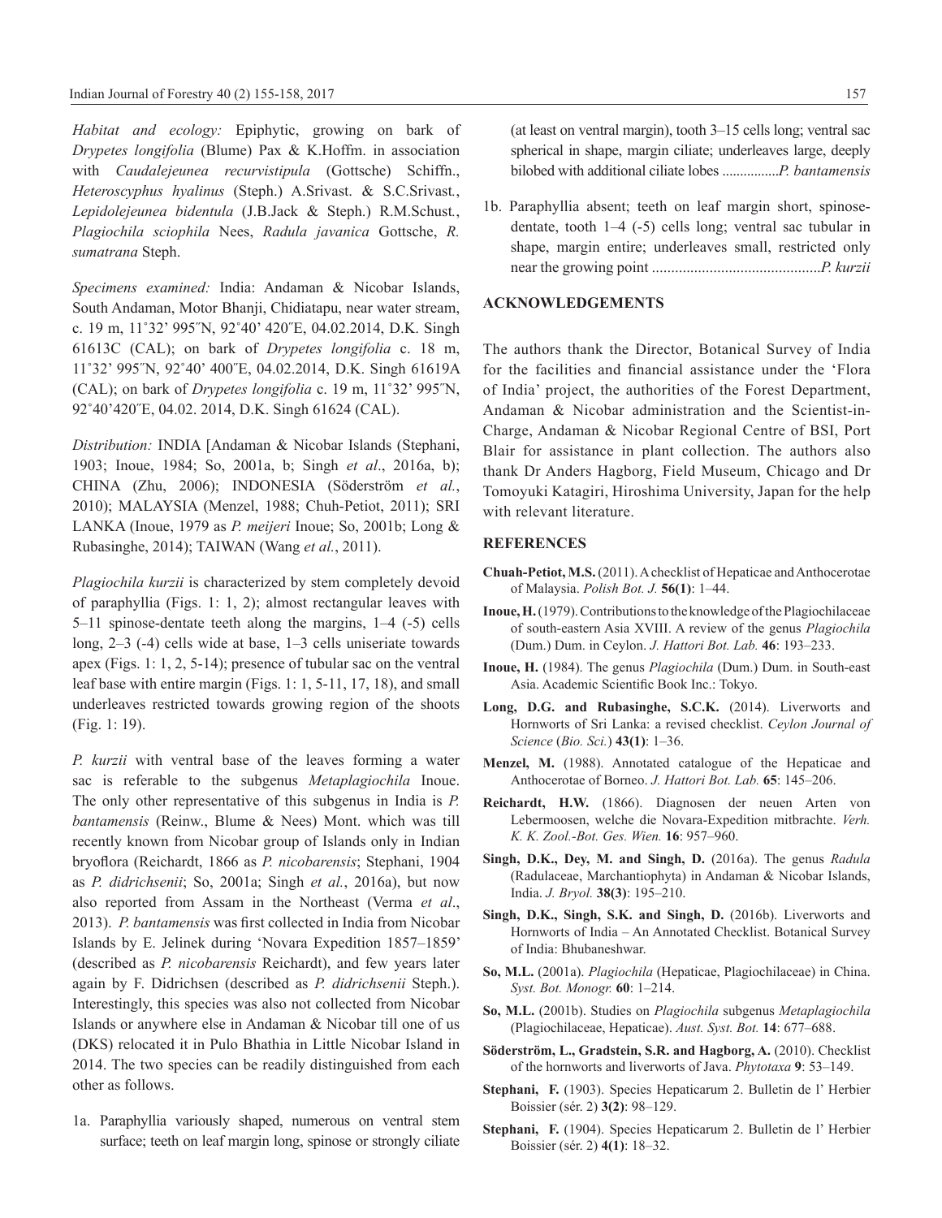*Habitat and ecology:* Epiphytic, growing on bark of *Drypetes longifolia* (Blume) Pax & K.Hoffm. in association with *Caudalejeunea recurvistipula* (Gottsche) Schiffn., *Heteroscyphus hyalinus* (Steph.) A.Srivast. & S.C.Srivast., *Lepidolejeunea bidentula* (J.B.Jack & Steph.) R.M.Schust., *Plagiochila sciophila* Nees, *Radula javanica* Gottsche, *R. sumatrana* Steph.

*Specimens examined:* India: Andaman & Nicobar Islands, South Andaman, Motor Bhanji, Chidiatapu, near water stream, c. 19 m, 11˚32' 995˝N, 92˚40' 420˝E, 04.02.2014, D.K. Singh 61613C (CAL); on bark of *Drypetes longifolia* c. 18 m, 11˚32' 995˝N, 92˚40' 400˝E, 04.02.2014, D.K. Singh 61619A (CAL); on bark of *Drypetes longifolia* c. 19 m, 11˚32' 995˝N, 92˚40'420˝E, 04.02. 2014, D.K. Singh 61624 (CAL).

*Distribution:* INDIA [Andaman & Nicobar Islands (Stephani, 1903; Inoue, 1984; So, 2001a, b; Singh *et al*., 2016a, b); CHINA (Zhu, 2006); INDONESIA (Söderström *et al.*, 2010); MALAYSIA (Menzel, 1988; Chuh-Petiot, 2011); SRI LANKA (Inoue, 1979 as *P. meijeri* Inoue; So, 2001b; Long & Rubasinghe, 2014); TAIWAN (Wang *et al.*, 2011).

*Plagiochila kurzii* is characterized by stem completely devoid of paraphyllia (Figs. 1: 1, 2); almost rectangular leaves with 5–11 spinose-dentate teeth along the margins, 1–4 (-5) cells long, 2–3 (-4) cells wide at base, 1–3 cells uniseriate towards apex (Figs. 1: 1, 2, 5-14); presence of tubular sac on the ventral leaf base with entire margin (Figs. 1: 1, 5-11, 17, 18), and small underleaves restricted towards growing region of the shoots (Fig. 1: 19).

*P. kurzii* with ventral base of the leaves forming a water sac is referable to the subgenus *Metaplagiochila* Inoue. The only other representative of this subgenus in India is *P. bantamensis* (Reinw., Blume & Nees) Mont. which was till recently known from Nicobar group of Islands only in Indian bryoflora (Reichardt, 1866 as *P. nicobarensis*; Stephani, 1904 as *P. didrichsenii*; So, 2001a; Singh *et al.*, 2016a), but now also reported from Assam in the Northeast (Verma *et al*., 2013). *P. bantamensis* was first collected in India from Nicobar Islands by E. Jelinek during 'Novara Expedition 1857–1859' (described as *P. nicobarensis* Reichardt), and few years later again by F. Didrichsen (described as *P. didrichsenii* Steph.). Interestingly, this species was also not collected from Nicobar Islands or anywhere else in Andaman & Nicobar till one of us (DKS) relocated it in Pulo Bhathia in Little Nicobar Island in 2014. The two species can be readily distinguished from each other as follows.

1a. Paraphyllia variously shaped, numerous on ventral stem surface; teeth on leaf margin long, spinose or strongly ciliate (at least on ventral margin), tooth 3–15 cells long; ventral sac spherical in shape, margin ciliate; underleaves large, deeply bilobed with additional ciliate lobes ................*P. bantamensis*

1b. Paraphyllia absent; teeth on leaf margin short, spinose-dentate, tooth 1–4 (-5) cells long; ventral sac tubular in shape, margin entire; underleaves small, restricted only near the growing point ............................................*P. kurzii*

## ACKNOWLEDGEMENTS

The authors thank the Director, Botanical Survey of India for the facilities and financial assistance under the 'Flora of India' project, the authorities of the Forest Department, Andaman & Nicobar administration and the Scientist-in-Charge, Andaman & Nicobar Regional Centre of BSI, Port Blair for assistance in plant collection. The authors also thank Dr Anders Hagborg, Field Museum, Chicago and Dr Tomoyuki Katagiri, Hiroshima University, Japan for the help with relevant literature.

## REFERENCES

**Chuah-Petiot, M.S.** (2011). A checklist of Hepaticae and Anthocerotae of Malaysia. *Polish Bot. J.* **56(1)**: 1–44.

**Inoue, H.** (1979). Contributions to the knowledge of the Plagiochilaceae of south-eastern Asia XVIII. A review of the genus *Plagiochila* (Dum.) Dum. in Ceylon. *J. Hattori Bot. Lab.* **46**: 193–233.

**Inoue, H.** (1984). The genus *Plagiochila* (Dum.) Dum. in South-east Asia. Academic Scientific Book Inc.: Tokyo.

**Long, D.G. and Rubasinghe, S.C.K.** (2014). Liverworts and Hornworts of Sri Lanka: a revised checklist. *Ceylon Journal of Science* (*Bio. Sci.*) **43(1)**: 1–36.

**Menzel, M.** (1988). Annotated catalogue of the Hepaticae and Anthocerotae of Borneo. *J. Hattori Bot. Lab.* **65**: 145–206.

**Reichardt, H.W.** (1866). Diagnosen der neuen Arten von Lebermoosen, welche die Novara-Expedition mitbrachte. *Verh. K. K. Zool.-Bot. Ges. Wien.* **16**: 957–960.

**Singh, D.K., Dey, M. and Singh, D.** (2016a). The genus *Radula* (Radulaceae, Marchantiophyta) in Andaman & Nicobar Islands, India. *J. Bryol.* **38(3)**: 195–210.

**Singh, D.K., Singh, S.K. and Singh, D.** (2016b). Liverworts and Hornworts of India – An Annotated Checklist. Botanical Survey of India: Bhubaneshwar.

**So, M.L.** (2001a). *Plagiochila* (Hepaticae, Plagiochilaceae) in China. *Syst. Bot. Monogr.* **60**: 1–214.

**So, M.L.** (2001b). Studies on *Plagiochila* subgenus *Metaplagiochila* (Plagiochilaceae, Hepaticae). *Aust. Syst. Bot.* **14**: 677–688.

**Söderström, L., Gradstein, S.R. and Hagborg, A.** (2010). Checklist of the hornworts and liverworts of Java. *Phytotaxa* **9**: 53–149.

**Stephani, F.** (1903). Species Hepaticarum 2. Bulletin de l' Herbier Boissier (sér. 2) **3(2)**: 98–129.

**Stephani, F.** (1904). Species Hepaticarum 2. Bulletin de l' Herbier Boissier (sér. 2) **4(1)**: 18–32.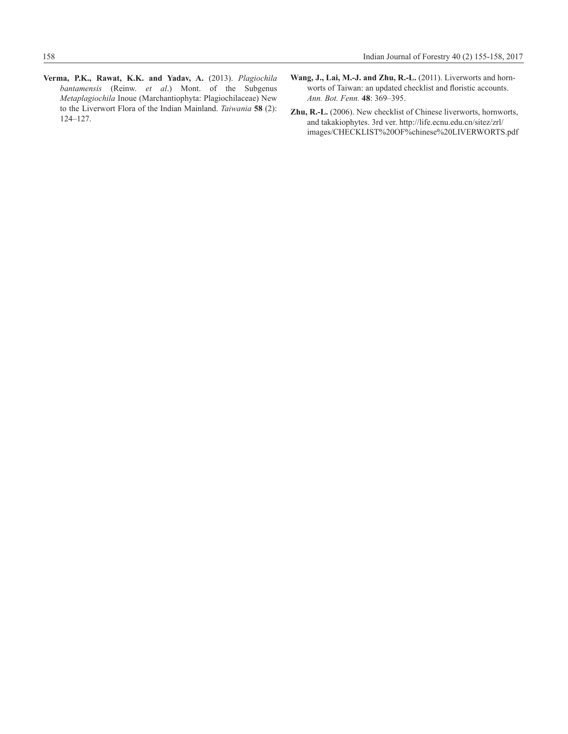**Verma, P.K., Rawat, K.K. and Yadav, A.** (2013). *Plagiochila bantamensis* (Reinw. *et al*.) Mont. of the Subgenus *Metaplagiochila* Inoue (Marchantiophyta: Plagiochilaceae) New to the Liverwort Flora of the Indian Mainland. *Taiwania* **58** (2): 124–127.

**Wang, J., Lai, M.-J. and Zhu, R.-L.** (2011). Liverworts and hornworts of Taiwan: an updated checklist and floristic accounts. *Ann. Bot. Fenn.* **48**: 369–395.

**Zhu, R.-L.** (2006). New checklist of Chinese liverworts, hornworts, and takakiophytes. 3rd ver. http://life.ecnu.edu.cn/sitez/zrl/images/CHECKLIST%20OF%chinese%20LIVERWORTS.pdf